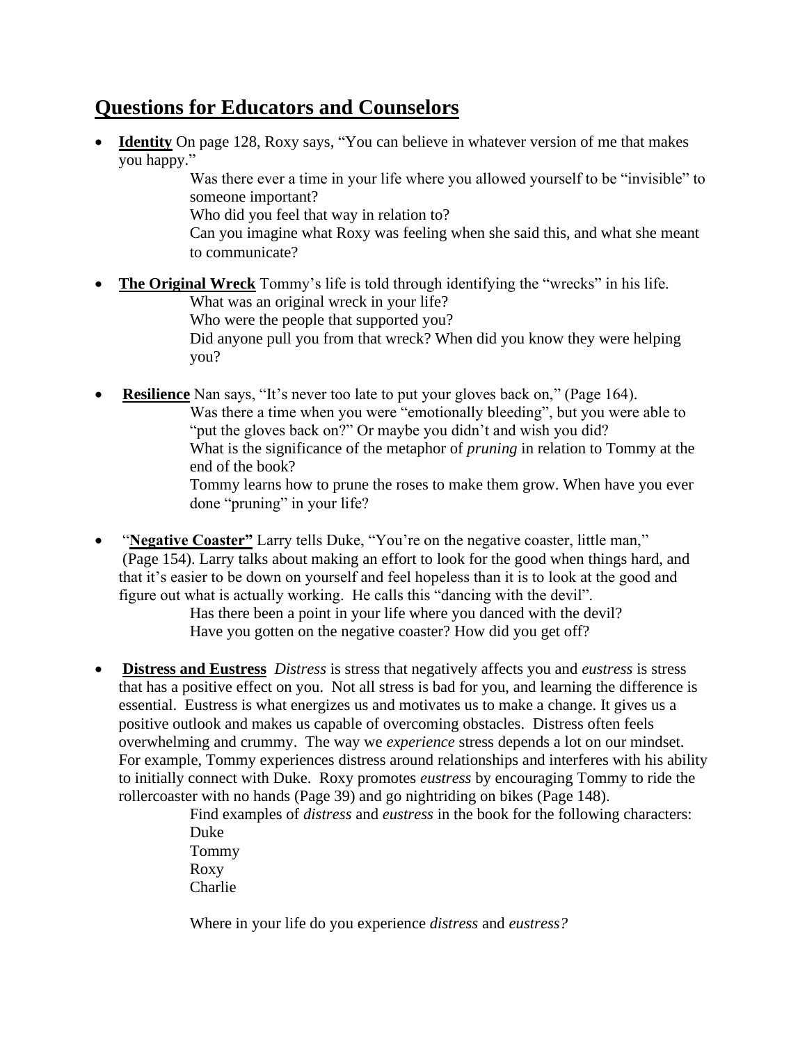## Questions for Educators and Counselors

- **Identity** On page 128, Roxy says, "You can believe in whatever version of me that makes you happy."

  Was there ever a time in your life where you allowed yourself to be "invisible" to someone important?
  
  Who did you feel that way in relation to?
  
  Can you imagine what Roxy was feeling when she said this, and what she meant to communicate?

- **The Original Wreck** Tommy's life is told through identifying the "wrecks" in his life.

  What was an original wreck in your life?
  
  Who were the people that supported you?
  
  Did anyone pull you from that wreck? When did you know they were helping you?

- **Resilience** Nan says, "It's never too late to put your gloves back on," (Page 164).

  Was there a time when you were "emotionally bleeding", but you were able to "put the gloves back on?" Or maybe you didn't and wish you did?
  
  What is the significance of the metaphor of *pruning* in relation to Tommy at the end of the book?
  
  Tommy learns how to prune the roses to make them grow. When have you ever done "pruning" in your life?

- "**Negative Coaster"** Larry tells Duke, "You're on the negative coaster, little man," (Page 154). Larry talks about making an effort to look for the good when things hard, and that it's easier to be down on yourself and feel hopeless than it is to look at the good and figure out what is actually working. He calls this "dancing with the devil".

  Has there been a point in your life where you danced with the devil?
  
  Have you gotten on the negative coaster? How did you get off?

- **Distress and Eustress** *Distress* is stress that negatively affects you and *eustress* is stress that has a positive effect on you. Not all stress is bad for you, and learning the difference is essential. Eustress is what energizes us and motivates us to make a change. It gives us a positive outlook and makes us capable of overcoming obstacles. Distress often feels overwhelming and crummy. The way we *experience* stress depends a lot on our mindset. For example, Tommy experiences distress around relationships and interferes with his ability to initially connect with Duke. Roxy promotes *eustress* by encouraging Tommy to ride the rollercoaster with no hands (Page 39) and go nightriding on bikes (Page 148).

  Find examples of *distress* and *eustress* in the book for the following characters:
  
  Duke
  
  Tommy
  
  Roxy
  
  Charlie

  Where in your life do you experience *distress* and *eustress?*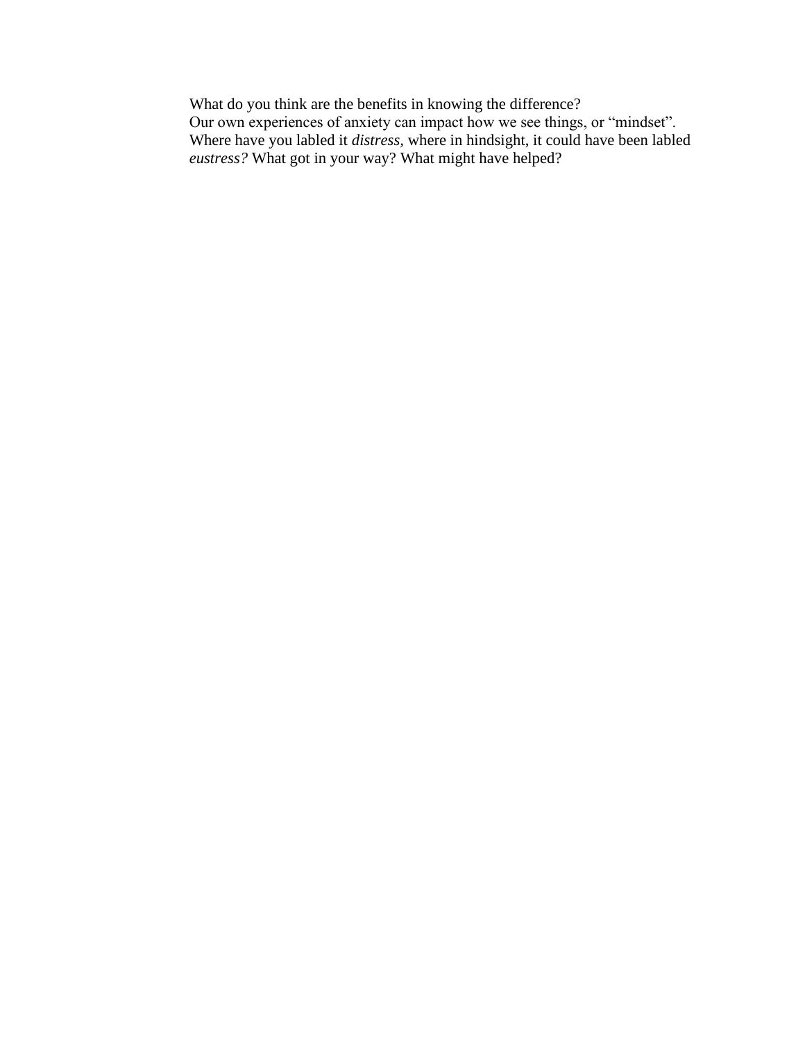What do you think are the benefits in knowing the difference?
Our own experiences of anxiety can impact how we see things, or "mindset".
Where have you labled it *distress*, where in hindsight, it could have been labled *eustress?* What got in your way? What might have helped?